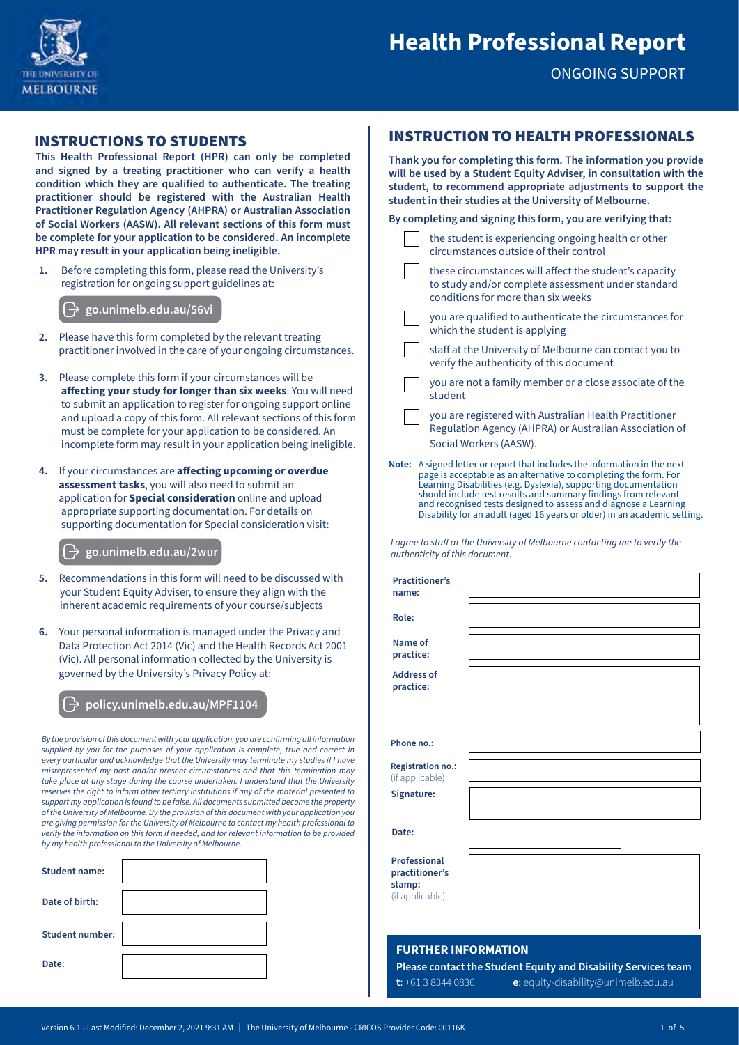# Health Professional Report

ONGOING SUPPORT

## INSTRUCTIONS TO STUDENTS

**This Health Professional Report (HPR) can only be completed and signed by a treating practitioner who can verify a health condition which they are qualified to authenticate. The treating practitioner should be registered with the Australian Health Practitioner Regulation Agency (AHPRA) or Australian Association of Social Workers (AASW). All relevant sections of this form must be complete for your application to be considered. An incomplete HPR may result in your application being ineligible.**

1. Before completing this form, please read the University's registration for ongoing support guidelines at:

   **go.unimelb.edu.au/56vi**

2. Please have this form completed by the relevant treating practitioner involved in the care of your ongoing circumstances.

3. Please complete this form if your circumstances will be **affecting your study for longer than six weeks**. You will need to submit an application to register for ongoing support online and upload a copy of this form. All relevant sections of this form must be complete for your application to be considered. An incomplete form may result in your application being ineligible.

4. If your circumstances are **affecting upcoming or overdue assessment tasks**, you will also need to submit an application for **Special consideration** online and upload appropriate supporting documentation. For details on supporting documentation for Special consideration visit:

   **go.unimelb.edu.au/2wur**

5. Recommendations in this form will need to be discussed with your Student Equity Adviser, to ensure they align with the inherent academic requirements of your course/subjects

6. Your personal information is managed under the Privacy and Data Protection Act 2014 (Vic) and the Health Records Act 2001 (Vic). All personal information collected by the University is governed by the University's Privacy Policy at:

   **policy.unimelb.edu.au/MPF1104**

*By the provision of this document with your application, you are confirming all information supplied by you for the purposes of your application is complete, true and correct in every particular and acknowledge that the University may terminate my studies if I have misrepresented my past and/or present circumstances and that this termination may take place at any stage during the course undertaken. I understand that the University reserves the right to inform other tertiary institutions if any of the material presented to support my application is found to be false. All documents submitted become the property of the University of Melbourne. By the provision of this document with your application you are giving permission for the University of Melbourne to contact my health professional to verify the information on this form if needed, and for relevant information to be provided by my health professional to the University of Melbourne.*

| | |
|---|---|
| **Student name:** | |
| **Date of birth:** | |
| **Student number:** | |
| **Date:** | |

## INSTRUCTION TO HEALTH PROFESSIONALS

**Thank you for completing this form. The information you provide will be used by a Student Equity Adviser, in consultation with the student, to recommend appropriate adjustments to support the student in their studies at the University of Melbourne.**

**By completing and signing this form, you are verifying that:**

- ☐ the student is experiencing ongoing health or other circumstances outside of their control
- ☐ these circumstances will affect the student's capacity to study and/or complete assessment under standard conditions for more than six weeks
- ☐ you are qualified to authenticate the circumstances for which the student is applying
- ☐ staff at the University of Melbourne can contact you to verify the authenticity of this document
- ☐ you are not a family member or a close associate of the student
- ☐ you are registered with Australian Health Practitioner Regulation Agency (AHPRA) or Australian Association of Social Workers (AASW).

**Note:** A signed letter or report that includes the information in the next page is acceptable as an alternative to completing the form. For Learning Disabilities (e.g. Dyslexia), supporting documentation should include test results and summary findings from relevant and recognised tests designed to assess and diagnose a Learning Disability for an adult (aged 16 years or older) in an academic setting.

*I agree to staff at the University of Melbourne contacting me to verify the authenticity of this document.*

| | |
|---|---|
| **Practitioner's name:** | |
| **Role:** | |
| **Name of practice:** | |
| **Address of practice:** | |
| **Phone no.:** | |
| **Registration no.:** (if applicable) | |
| **Signature:** | |
| **Date:** | |
| **Professional practitioner's stamp:** (if applicable) | |

### FURTHER INFORMATION

**Please contact the Student Equity and Disability Services team**

**t:** +61 3 8344 0836 **e:** equity-disability@unimelb.edu.au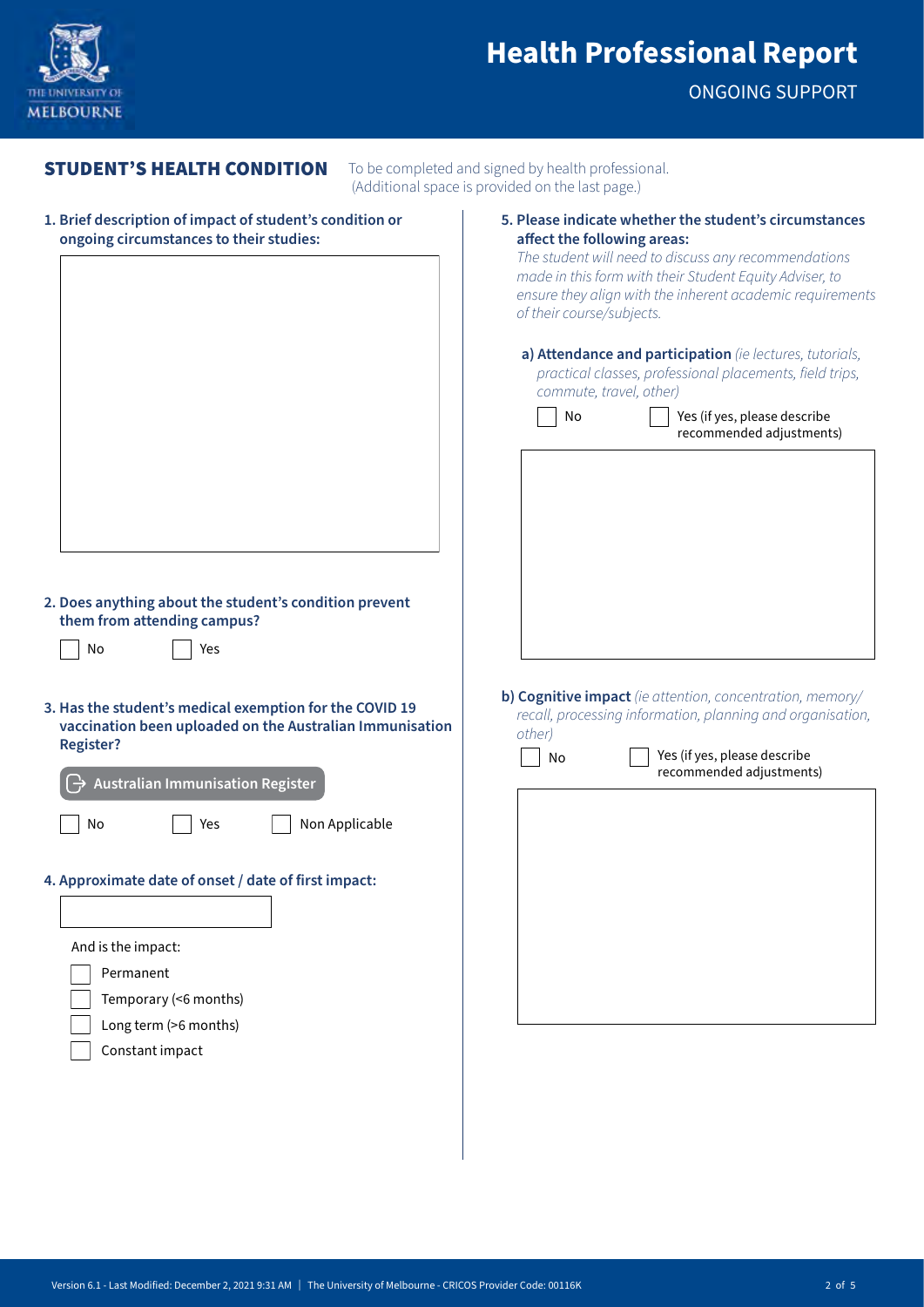# Health Professional Report

ONGOING SUPPORT

## STUDENT'S HEALTH CONDITION

To be completed and signed by health professional. (Additional space is provided on the last page.)

**1. Brief description of impact of student's condition or ongoing circumstances to their studies:**

**2. Does anything about the student's condition prevent them from attending campus?**

☐ No ☐ Yes

**3. Has the student's medical exemption for the COVID 19 vaccination been uploaded on the Australian Immunisation Register?**

Australian Immunisation Register

☐ No ☐ Yes ☐ Non Applicable

**4. Approximate date of onset / date of first impact:**

And is the impact:

☐ Permanent
☐ Temporary (<6 months)
☐ Long term (>6 months)
☐ Constant impact

**5. Please indicate whether the student's circumstances affect the following areas:**

*The student will need to discuss any recommendations made in this form with their Student Equity Adviser, to ensure they align with the inherent academic requirements of their course/subjects.*

**a) Attendance and participation** *(ie lectures, tutorials, practical classes, professional placements, field trips, commute, travel, other)*

☐ No ☐ Yes (if yes, please describe recommended adjustments)

**b) Cognitive impact** *(ie attention, concentration, memory/recall, processing information, planning and organisation, other)*

☐ No ☐ Yes (if yes, please describe recommended adjustments)

Version 6.1 - Last Modified: December 2, 2021 9:31 AM | The University of Melbourne - CRICOS Provider Code: 00116K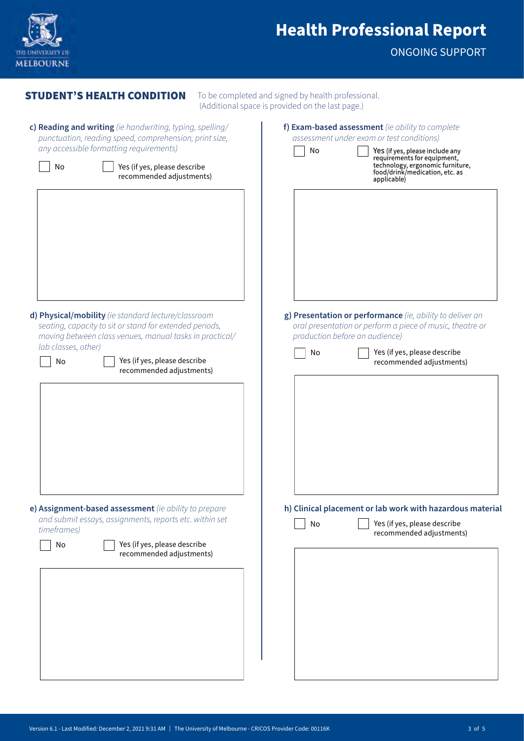# Health Professional Report

ONGOING SUPPORT

## STUDENT'S HEALTH CONDITION

To be completed and signed by health professional. (Additional space is provided on the last page.)

**c) Reading and writing** *(ie handwriting, typing, spelling/ punctuation, reading speed, comprehension, print size, any accessible formatting requirements)*

☐ No ☐ Yes (if yes, please describe recommended adjustments)

**d) Physical/mobility** *(ie standard lecture/classroom seating, capacity to sit or stand for extended periods, moving between class venues, manual tasks in practical/ lab classes, other)*

☐ No ☐ Yes (if yes, please describe recommended adjustments)

**e) Assignment-based assessment** *(ie ability to prepare and submit essays, assignments, reports etc. within set timeframes)*

☐ No ☐ Yes (if yes, please describe recommended adjustments)

**f) Exam-based assessment** *(ie ability to complete assessment under exam or test conditions)*

☐ No ☐ Yes (if yes, please include any requirements for equipment, technology, ergonomic furniture, food/drink/medication, etc. as applicable)

**g) Presentation or performance** *(ie, ability to deliver an oral presentation or perform a piece of music, theatre or production before an audience)*

☐ No ☐ Yes (if yes, please describe recommended adjustments)

**h) Clinical placement or lab work with hazardous material**

☐ No ☐ Yes (if yes, please describe recommended adjustments)

Version 6.1 - Last Modified: December 2, 2021 9:31 AM | The University of Melbourne - CRICOS Provider Code: 00116K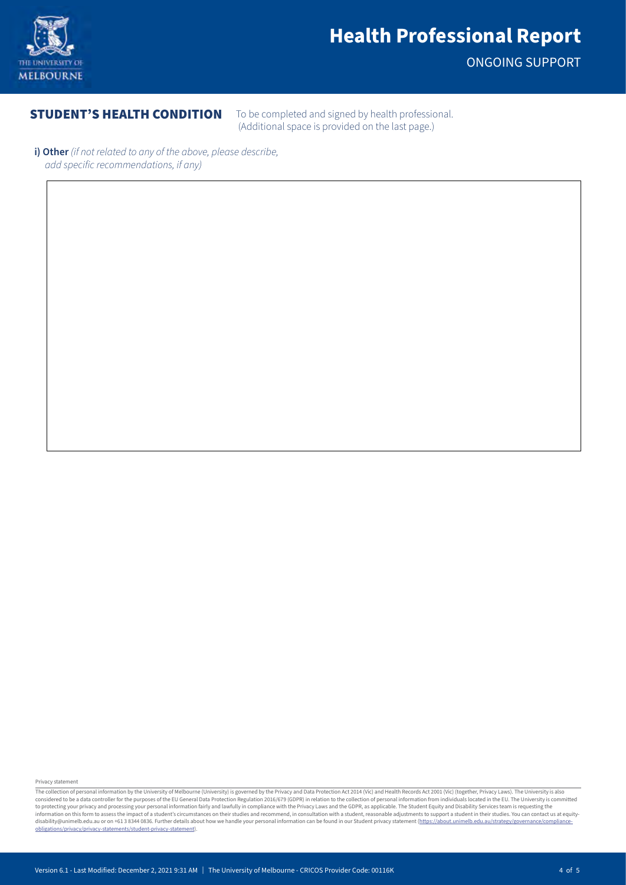# Health Professional Report

ONGOING SUPPORT

## STUDENT'S HEALTH CONDITION

To be completed and signed by health professional. (Additional space is provided on the last page.)

**i) Other** *(if not related to any of the above, please describe, add specific recommendations, if any)*

Privacy statement

The collection of personal information by the University of Melbourne (University) is governed by the Privacy and Data Protection Act 2014 (Vic) and Health Records Act 2001 (Vic) (together, Privacy Laws). The University is also considered to be a data controller for the purposes of the EU General Data Protection Regulation 2016/679 (GDPR) in relation to the collection of personal information from individuals located in the EU. The University is committed to protecting your privacy and processing your personal information fairly and lawfully in compliance with the Privacy Laws and the GDPR, as applicable. The Student Equity and Disability Services team is requesting the information on this form to assess the impact of a student's circumstances on their studies and recommend, in consultation with a student, reasonable adjustments to support a student in their studies. You can contact us at equity-disability@unimelb.edu.au or on +61 3 8344 0836. Further details about how we handle your personal information can be found in our Student privacy statement (https://about.unimelb.edu.au/strategy/governance/compliance-obligations/privacy/privacy-statements/student-privacy-statement).

Version 6.1 - Last Modified: December 2, 2021 9:31 AM | The University of Melbourne - CRICOS Provider Code: 00116K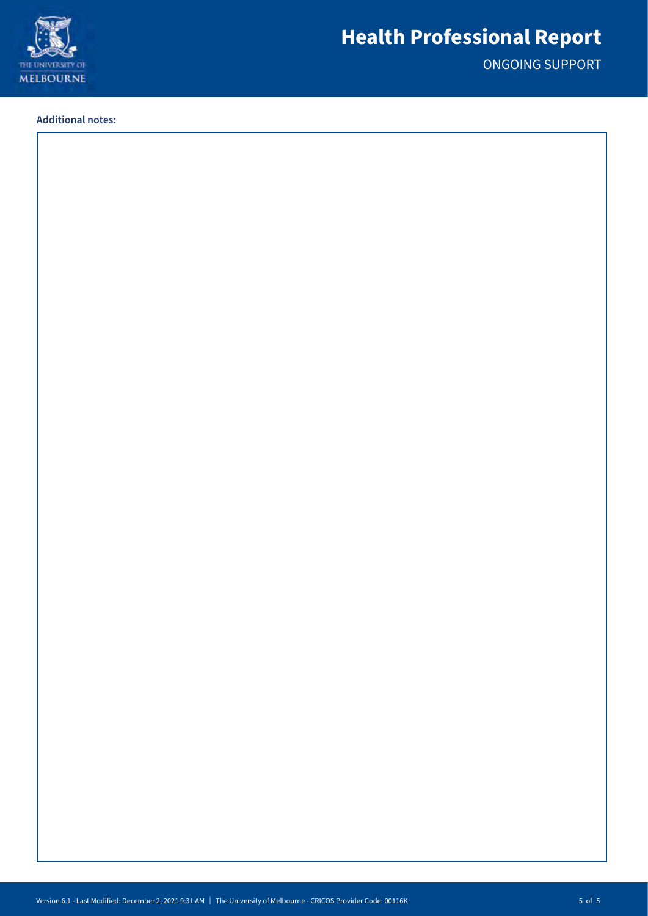**Additional notes:**